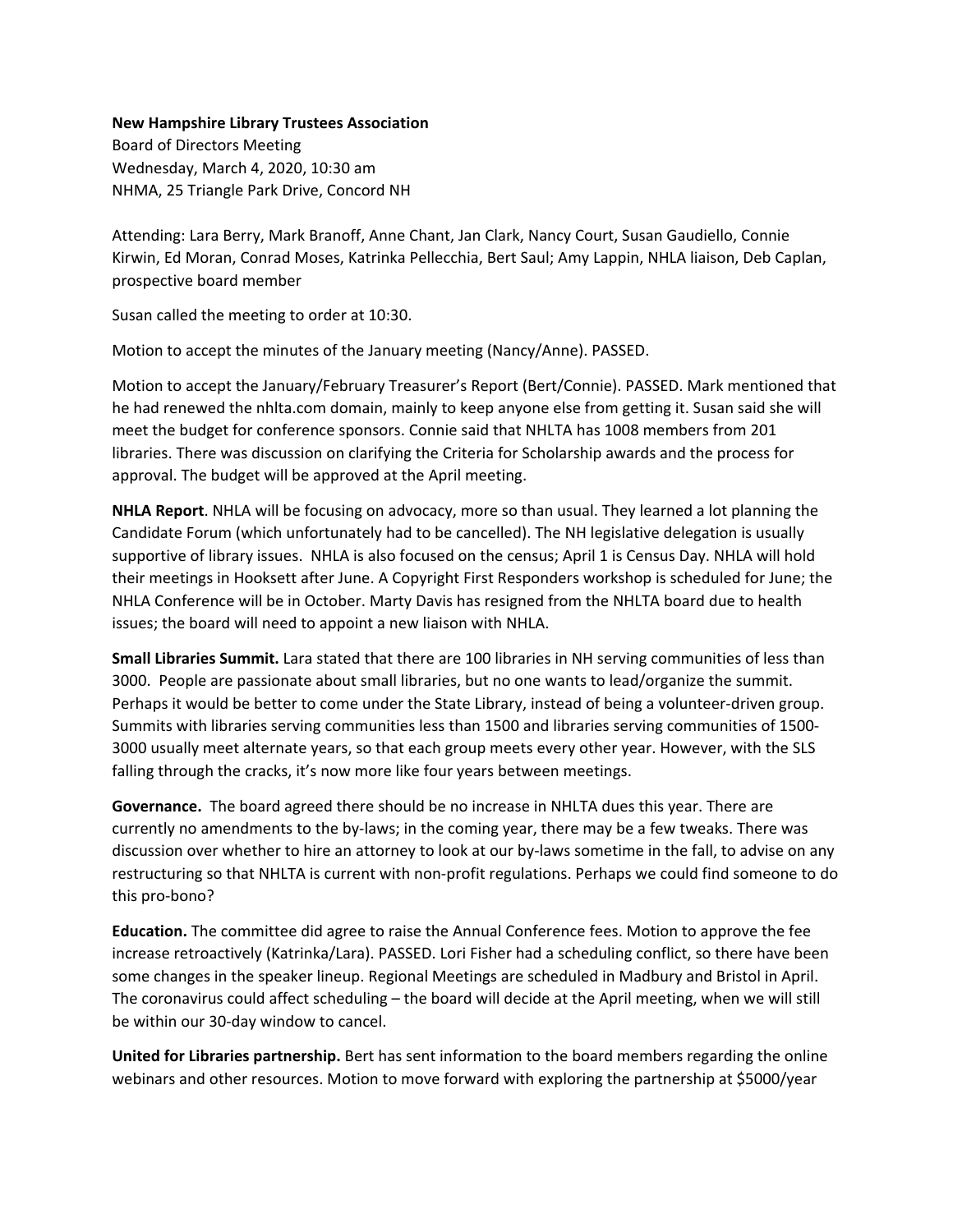**New Hampshire Library Trustees Association**
Board of Directors Meeting
Wednesday, March 4, 2020, 10:30 am
NHMA, 25 Triangle Park Drive, Concord NH

Attending: Lara Berry, Mark Branoff, Anne Chant, Jan Clark, Nancy Court, Susan Gaudiello, Connie Kirwin, Ed Moran, Conrad Moses, Katrinka Pellecchia, Bert Saul; Amy Lappin, NHLA liaison, Deb Caplan, prospective board member

Susan called the meeting to order at 10:30.

Motion to accept the minutes of the January meeting (Nancy/Anne). PASSED.

Motion to accept the January/February Treasurer's Report (Bert/Connie). PASSED. Mark mentioned that he had renewed the nhlta.com domain, mainly to keep anyone else from getting it. Susan said she will meet the budget for conference sponsors. Connie said that NHLTA has 1008 members from 201 libraries. There was discussion on clarifying the Criteria for Scholarship awards and the process for approval. The budget will be approved at the April meeting.

**NHLA Report**. NHLA will be focusing on advocacy, more so than usual. They learned a lot planning the Candidate Forum (which unfortunately had to be cancelled). The NH legislative delegation is usually supportive of library issues. NHLA is also focused on the census; April 1 is Census Day. NHLA will hold their meetings in Hooksett after June. A Copyright First Responders workshop is scheduled for June; the NHLA Conference will be in October. Marty Davis has resigned from the NHLTA board due to health issues; the board will need to appoint a new liaison with NHLA.

**Small Libraries Summit.** Lara stated that there are 100 libraries in NH serving communities of less than 3000. People are passionate about small libraries, but no one wants to lead/organize the summit. Perhaps it would be better to come under the State Library, instead of being a volunteer-driven group. Summits with libraries serving communities less than 1500 and libraries serving communities of 1500-3000 usually meet alternate years, so that each group meets every other year. However, with the SLS falling through the cracks, it's now more like four years between meetings.

**Governance.** The board agreed there should be no increase in NHLTA dues this year. There are currently no amendments to the by-laws; in the coming year, there may be a few tweaks. There was discussion over whether to hire an attorney to look at our by-laws sometime in the fall, to advise on any restructuring so that NHLTA is current with non-profit regulations. Perhaps we could find someone to do this pro-bono?

**Education.** The committee did agree to raise the Annual Conference fees. Motion to approve the fee increase retroactively (Katrinka/Lara). PASSED. Lori Fisher had a scheduling conflict, so there have been some changes in the speaker lineup. Regional Meetings are scheduled in Madbury and Bristol in April. The coronavirus could affect scheduling – the board will decide at the April meeting, when we will still be within our 30-day window to cancel.

**United for Libraries partnership.** Bert has sent information to the board members regarding the online webinars and other resources. Motion to move forward with exploring the partnership at $5000/year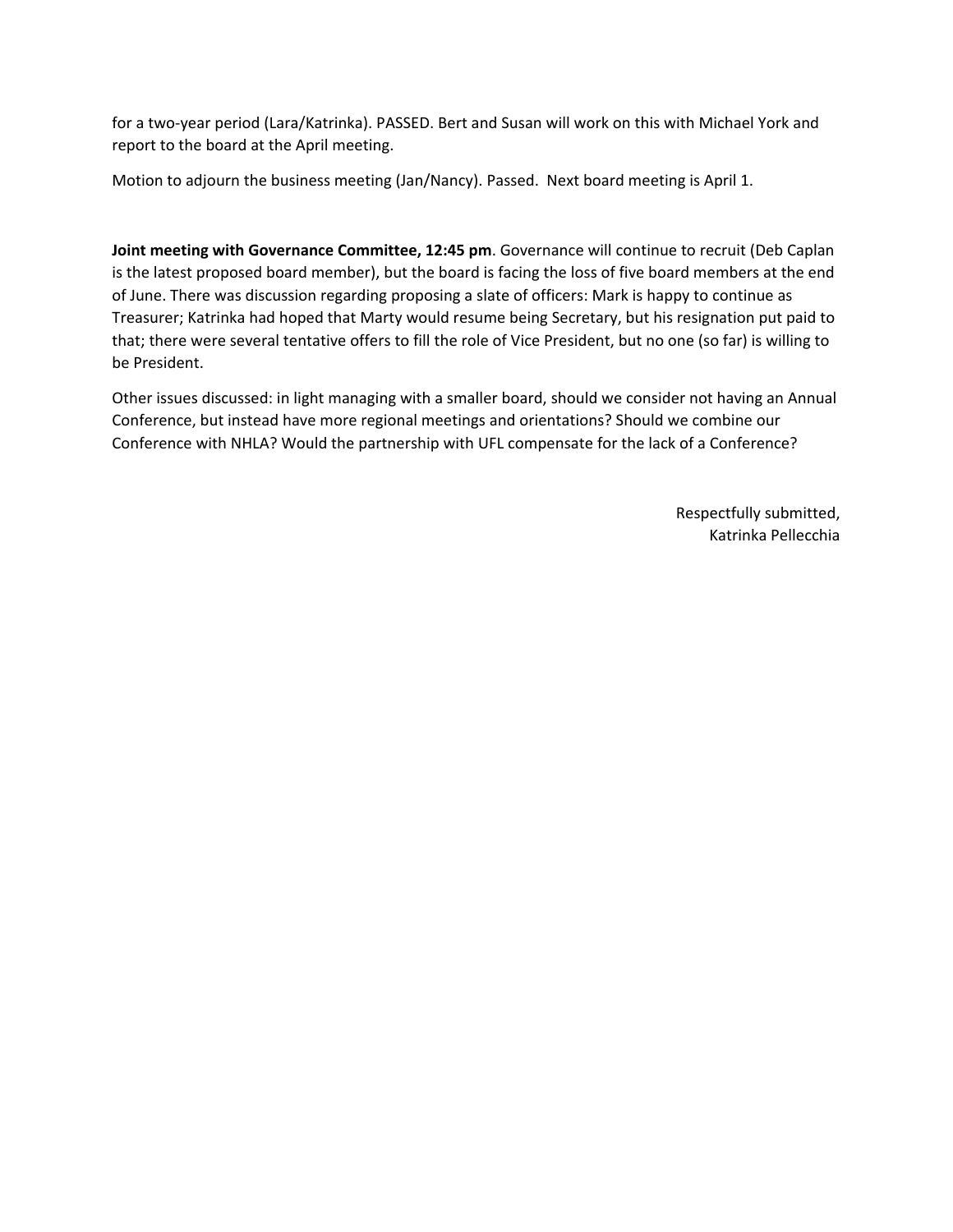for a two-year period (Lara/Katrinka). PASSED. Bert and Susan will work on this with Michael York and report to the board at the April meeting.

Motion to adjourn the business meeting (Jan/Nancy). Passed. Next board meeting is April 1.

**Joint meeting with Governance Committee, 12:45 pm**. Governance will continue to recruit (Deb Caplan is the latest proposed board member), but the board is facing the loss of five board members at the end of June. There was discussion regarding proposing a slate of officers: Mark is happy to continue as Treasurer; Katrinka had hoped that Marty would resume being Secretary, but his resignation put paid to that; there were several tentative offers to fill the role of Vice President, but no one (so far) is willing to be President.

Other issues discussed: in light managing with a smaller board, should we consider not having an Annual Conference, but instead have more regional meetings and orientations? Should we combine our Conference with NHLA? Would the partnership with UFL compensate for the lack of a Conference?

Respectfully submitted,
Katrinka Pellecchia